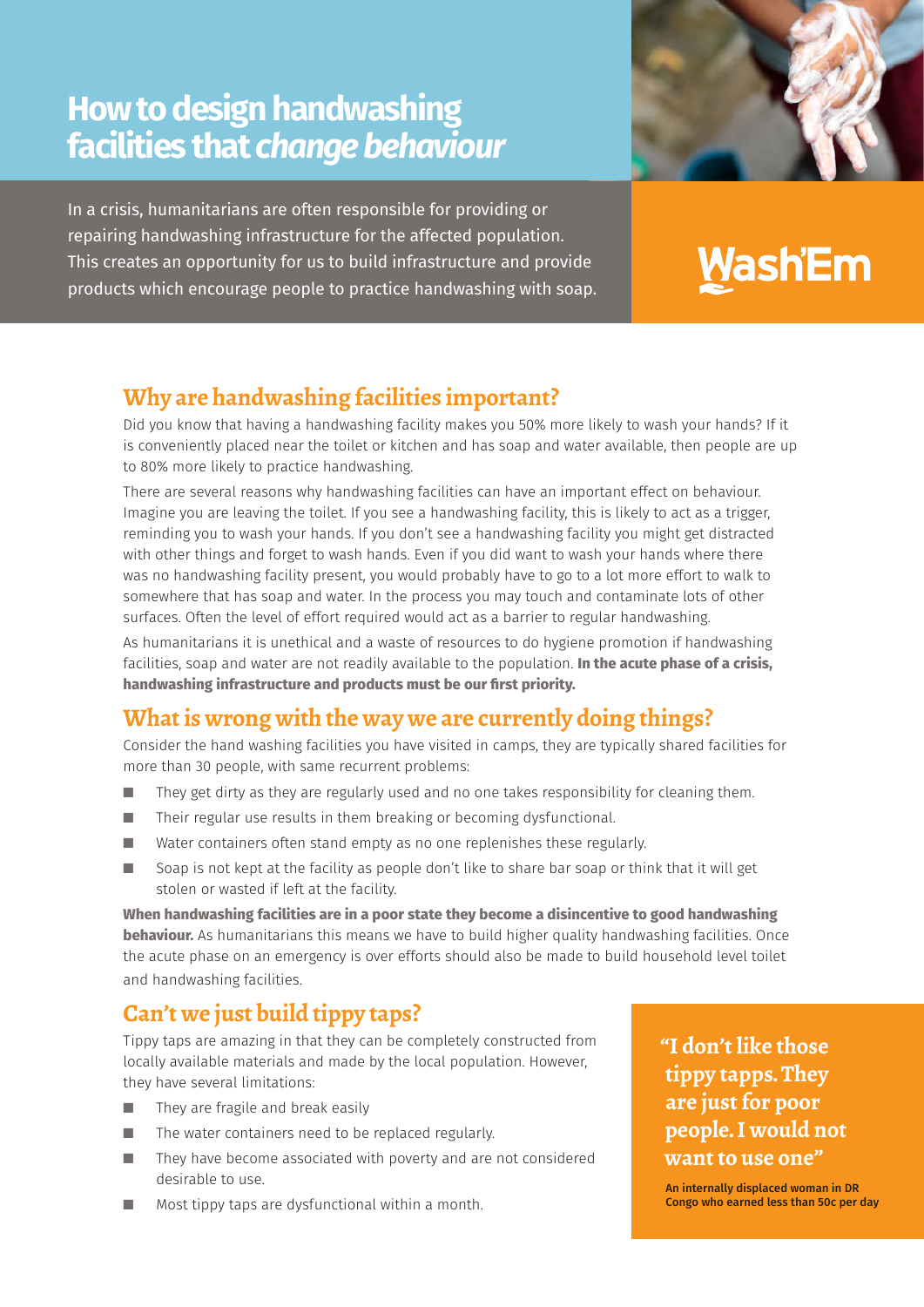# How to design handwashing facilities that *change behaviour*

In a crisis, humanitarians are often responsible for providing or repairing handwashing infrastructure for the affected population. This creates an opportunity for us to build infrastructure and provide products which encourage people to practice handwashing with soap.

Wash'Em

## Why are handwashing facilities important?

Did you know that having a handwashing facility makes you 50% more likely to wash your hands? If it is conveniently placed near the toilet or kitchen and has soap and water available, then people are up to 80% more likely to practice handwashing.

There are several reasons why handwashing facilities can have an important effect on behaviour. Imagine you are leaving the toilet. If you see a handwashing facility, this is likely to act as a trigger, reminding you to wash your hands. If you don't see a handwashing facility you might get distracted with other things and forget to wash hands. Even if you did want to wash your hands where there was no handwashing facility present, you would probably have to go to a lot more effort to walk to somewhere that has soap and water. In the process you may touch and contaminate lots of other surfaces. Often the level of effort required would act as a barrier to regular handwashing.

As humanitarians it is unethical and a waste of resources to do hygiene promotion if handwashing facilities, soap and water are not readily available to the population. **In the acute phase of a crisis, handwashing infrastructure and products must be our first priority.**

## What is wrong with the way we are currently doing things?

Consider the hand washing facilities you have visited in camps, they are typically shared facilities for more than 30 people, with same recurrent problems:

- They get dirty as they are regularly used and no one takes responsibility for cleaning them.
- Their regular use results in them breaking or becoming dysfunctional.
- Water containers often stand empty as no one replenishes these regularly.
- Soap is not kept at the facility as people don't like to share bar soap or think that it will get stolen or wasted if left at the facility.

**When handwashing facilities are in a poor state they become a disincentive to good handwashing behaviour.** As humanitarians this means we have to build higher quality handwashing facilities. Once the acute phase on an emergency is over efforts should also be made to build household level toilet and handwashing facilities.

## Can't we just build tippy taps?

Tippy taps are amazing in that they can be completely constructed from locally available materials and made by the local population. However, they have several limitations:

- They are fragile and break easily
- The water containers need to be replaced regularly.
- They have become associated with poverty and are not considered desirable to use.
- Most tippy taps are dysfunctional within a month.

> **"I don't like those tippy tapps. They are just for poor people. I would not want to use one"**
>
> **An internally displaced woman in DR Congo who earned less than 50c per day**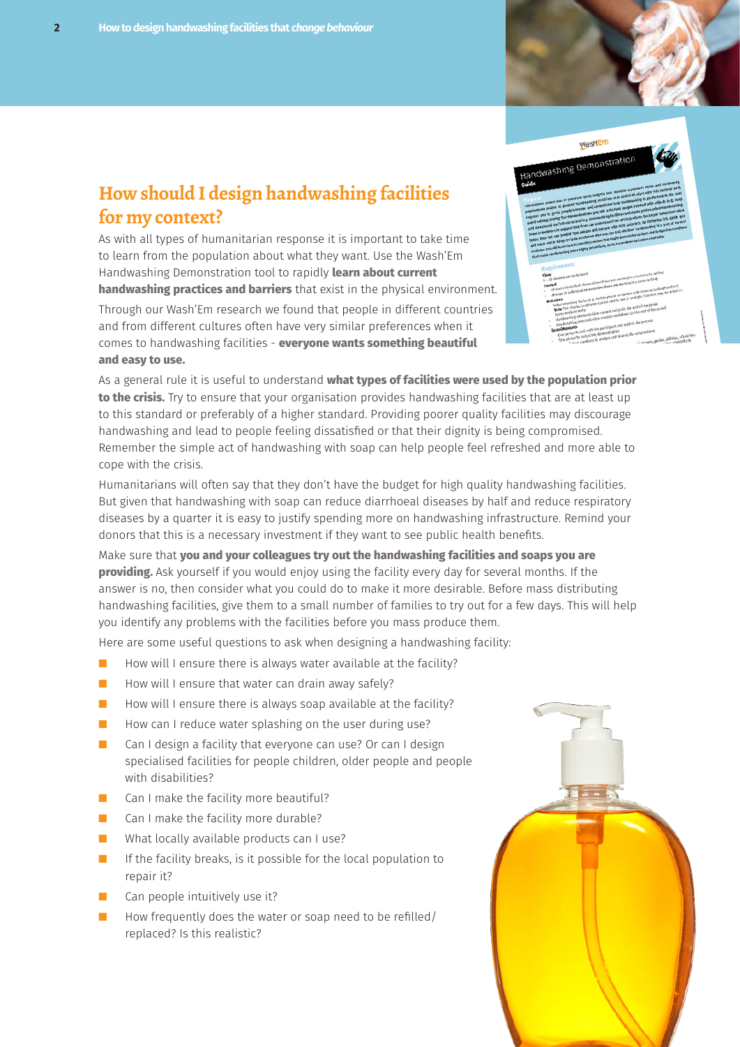## How should I design handwashing facilities for my context?

As with all types of humanitarian response it is important to take time to learn from the population about what they want. Use the Wash'Em Handwashing Demonstration tool to rapidly **learn about current handwashing practices and barriers** that exist in the physical environment.

Through our Wash'Em research we found that people in different countries and from different cultures often have very similar preferences when it comes to handwashing facilities - **everyone wants something beautiful and easy to use.**

As a general rule it is useful to understand **what types of facilities were used by the population prior to the crisis.** Try to ensure that your organisation provides handwashing facilities that are at least up to this standard or preferably of a higher standard. Providing poorer quality facilities may discourage handwashing and lead to people feeling dissatisfied or that their dignity is being compromised. Remember the simple act of handwashing with soap can help people feel refreshed and more able to cope with the crisis.

Humanitarians will often say that they don't have the budget for high quality handwashing facilities. But given that handwashing with soap can reduce diarrhoeal diseases by half and reduce respiratory diseases by a quarter it is easy to justify spending more on handwashing infrastructure. Remind your donors that this is a necessary investment if they want to see public health benefits.

Make sure that **you and your colleagues try out the handwashing facilities and soaps you are providing.** Ask yourself if you would enjoy using the facility every day for several months. If the answer is no, then consider what you could do to make it more desirable. Before mass distributing handwashing facilities, give them to a small number of families to try out for a few days. This will help you identify any problems with the facilities before you mass produce them.

Here are some useful questions to ask when designing a handwashing facility:

- How will I ensure there is always water available at the facility?
- How will I ensure that water can drain away safely?
- How will I ensure there is always soap available at the facility?
- How can I reduce water splashing on the user during use?
- Can I design a facility that everyone can use? Or can I design specialised facilities for people children, older people and people with disabilities?
- Can I make the facility more beautiful?
- Can I make the facility more durable?
- What locally available products can I use?
- If the facility breaks, is it possible for the local population to repair it?
- Can people intuitively use it?
- How frequently does the water or soap need to be refilled/replaced? Is this realistic?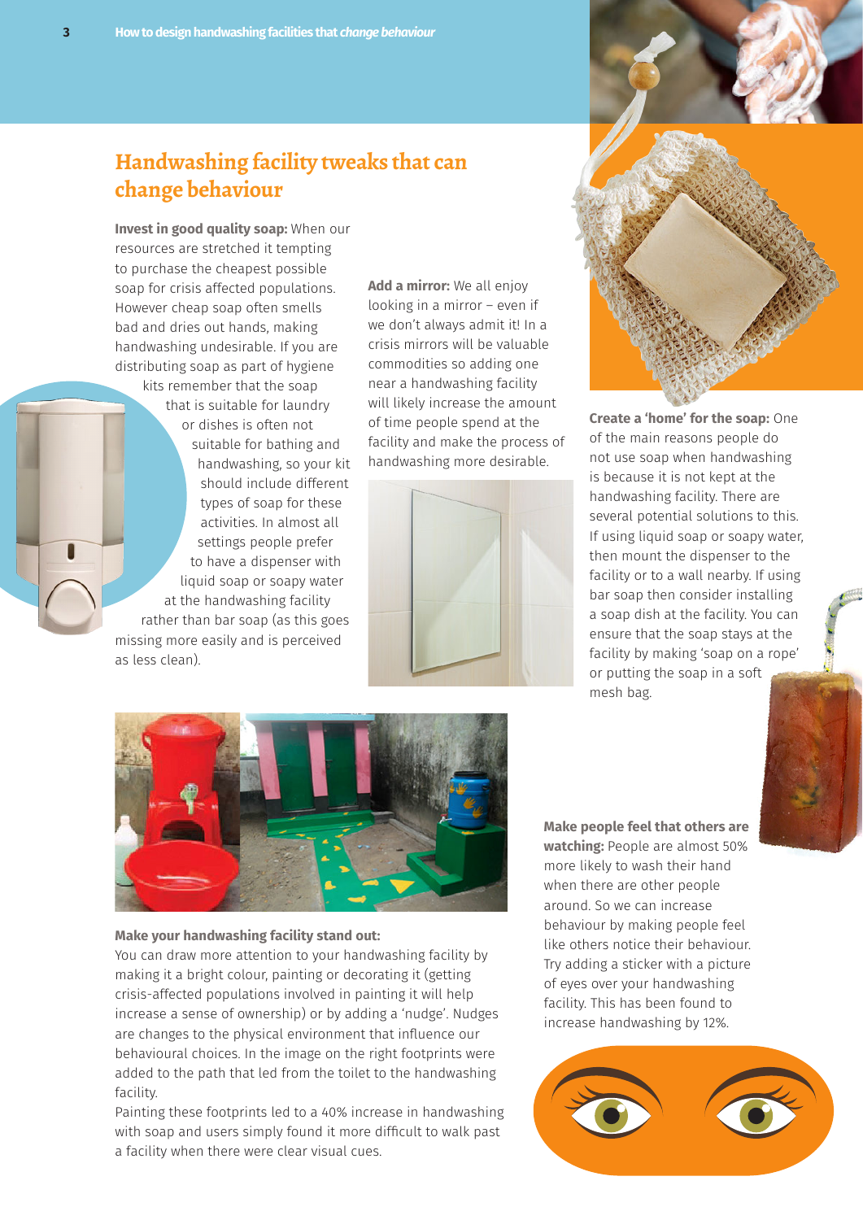## Handwashing facility tweaks that can change behaviour

**Invest in good quality soap:** When our resources are stretched it tempting to purchase the cheapest possible soap for crisis affected populations. However cheap soap often smells bad and dries out hands, making handwashing undesirable. If you are distributing soap as part of hygiene kits remember that the soap that is suitable for laundry or dishes is often not suitable for bathing and handwashing, so your kit should include different types of soap for these activities. In almost all settings people prefer to have a dispenser with liquid soap or soapy water at the handwashing facility rather than bar soap (as this goes missing more easily and is perceived as less clean).

**Add a mirror:** We all enjoy looking in a mirror – even if we don't always admit it! In a crisis mirrors will be valuable commodities so adding one near a handwashing facility will likely increase the amount of time people spend at the facility and make the process of handwashing more desirable.

**Create a 'home' for the soap:** One of the main reasons people do not use soap when handwashing is because it is not kept at the handwashing facility. There are several potential solutions to this. If using liquid soap or soapy water, then mount the dispenser to the facility or to a wall nearby. If using bar soap then consider installing a soap dish at the facility. You can ensure that the soap stays at the facility by making 'soap on a rope' or putting the soap in a soft mesh bag.

**Make your handwashing facility stand out:**
You can draw more attention to your handwashing facility by making it a bright colour, painting or decorating it (getting crisis-affected populations involved in painting it will help increase a sense of ownership) or by adding a 'nudge'. Nudges are changes to the physical environment that influence our behavioural choices. In the image on the right footprints were added to the path that led from the toilet to the handwashing facility.
Painting these footprints led to a 40% increase in handwashing with soap and users simply found it more difficult to walk past a facility when there were clear visual cues.

**Make people feel that others are watching:** People are almost 50% more likely to wash their hand when there are other people around. So we can increase behaviour by making people feel like others notice their behaviour. Try adding a sticker with a picture of eyes over your handwashing facility. This has been found to increase handwashing by 12%.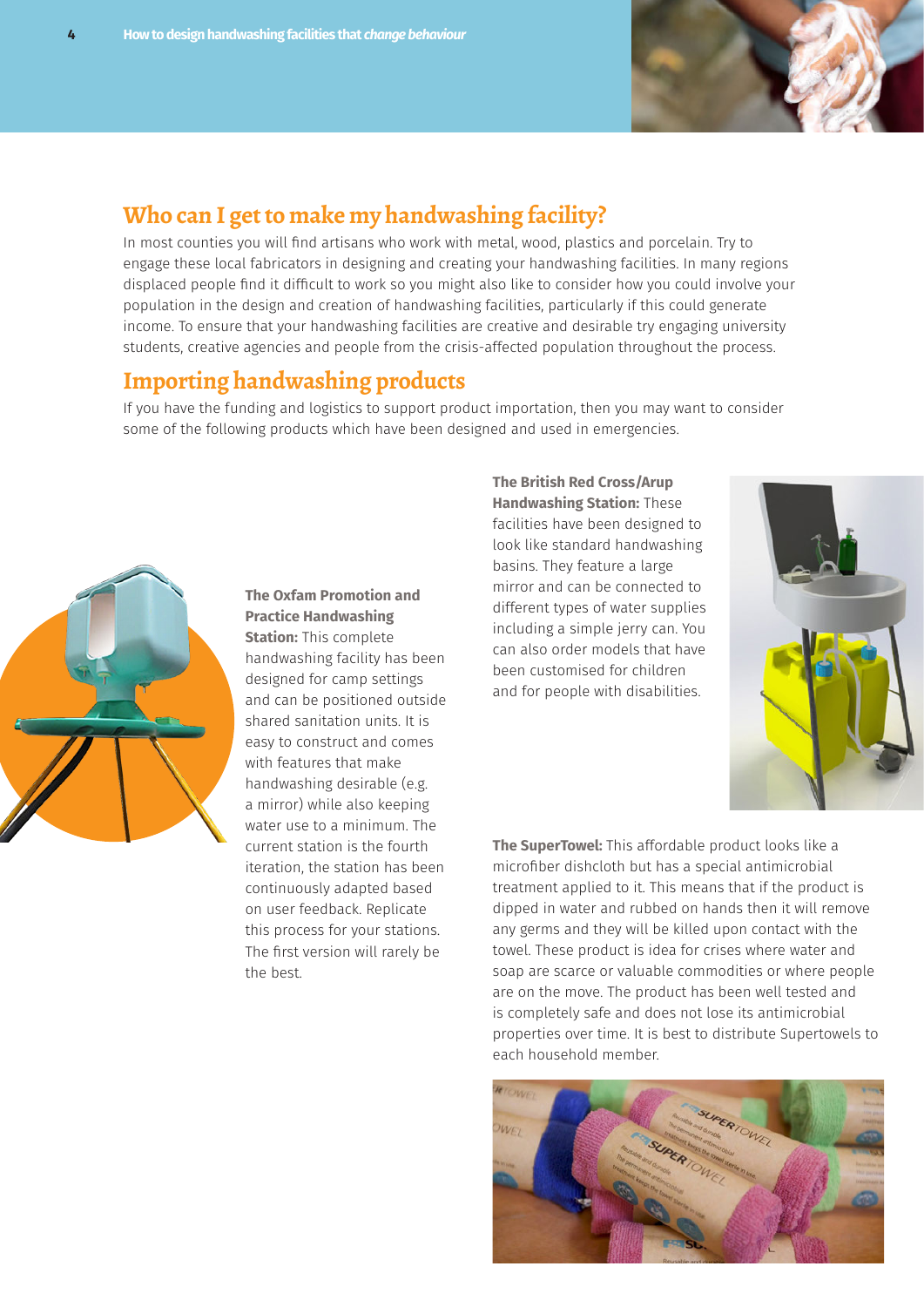## Who can I get to make my handwashing facility?

In most counties you will find artisans who work with metal, wood, plastics and porcelain. Try to engage these local fabricators in designing and creating your handwashing facilities. In many regions displaced people find it difficult to work so you might also like to consider how you could involve your population in the design and creation of handwashing facilities, particularly if this could generate income. To ensure that your handwashing facilities are creative and desirable try engaging university students, creative agencies and people from the crisis-affected population throughout the process.

## Importing handwashing products

If you have the funding and logistics to support product importation, then you may want to consider some of the following products which have been designed and used in emergencies.

**The Oxfam Promotion and Practice Handwashing Station:** This complete handwashing facility has been designed for camp settings and can be positioned outside shared sanitation units. It is easy to construct and comes with features that make handwashing desirable (e.g. a mirror) while also keeping water use to a minimum. The current station is the fourth iteration, the station has been continuously adapted based on user feedback. Replicate this process for your stations. The first version will rarely be the best.

**The British Red Cross/Arup Handwashing Station:** These facilities have been designed to look like standard handwashing basins. They feature a large mirror and can be connected to different types of water supplies including a simple jerry can. You can also order models that have been customised for children and for people with disabilities.

**The SuperTowel:** This affordable product looks like a microfiber dishcloth but has a special antimicrobial treatment applied to it. This means that if the product is dipped in water and rubbed on hands then it will remove any germs and they will be killed upon contact with the towel. These product is idea for crises where water and soap are scarce or valuable commodities or where people are on the move. The product has been well tested and is completely safe and does not lose its antimicrobial properties over time. It is best to distribute Supertowels to each household member.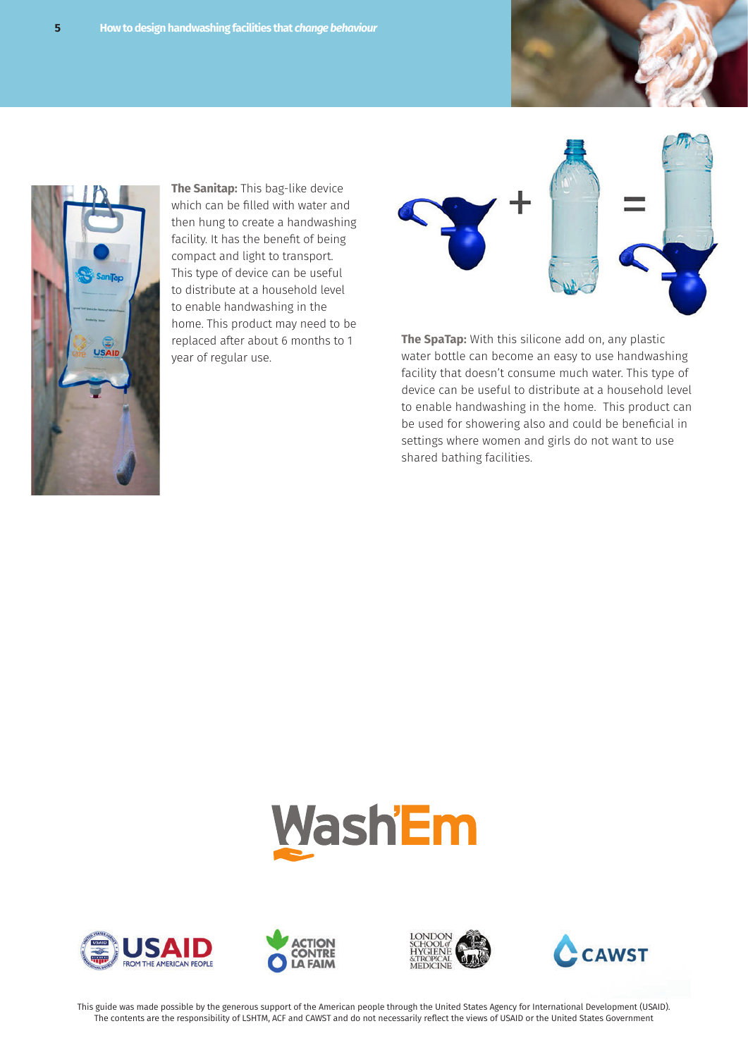**The Sanitap:** This bag-like device which can be filled with water and then hung to create a handwashing facility. It has the benefit of being compact and light to transport. This type of device can be useful to distribute at a household level to enable handwashing in the home. This product may need to be replaced after about 6 months to 1 year of regular use.

**The SpaTap:** With this silicone add on, any plastic water bottle can become an easy to use handwashing facility that doesn't consume much water. This type of device can be useful to distribute at a household level to enable handwashing in the home. This product can be used for showering also and could be beneficial in settings where women and girls do not want to use shared bathing facilities.

This guide was made possible by the generous support of the American people through the United States Agency for International Development (USAID). The contents are the responsibility of LSHTM, ACF and CAWST and do not necessarily reflect the views of USAID or the United States Government